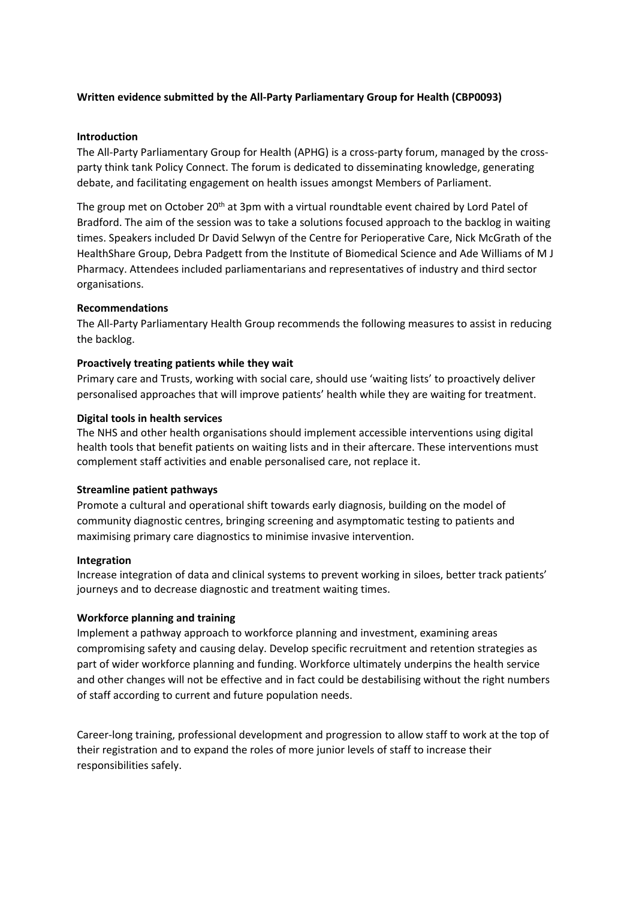**Written evidence submitted by the All-Party Parliamentary Group for Health (CBP0093)**

**Introduction**

The All-Party Parliamentary Group for Health (APHG) is a cross-party forum, managed by the cross-party think tank Policy Connect. The forum is dedicated to disseminating knowledge, generating debate, and facilitating engagement on health issues amongst Members of Parliament.

The group met on October 20th at 3pm with a virtual roundtable event chaired by Lord Patel of Bradford. The aim of the session was to take a solutions focused approach to the backlog in waiting times. Speakers included Dr David Selwyn of the Centre for Perioperative Care, Nick McGrath of the HealthShare Group, Debra Padgett from the Institute of Biomedical Science and Ade Williams of M J Pharmacy. Attendees included parliamentarians and representatives of industry and third sector organisations.

**Recommendations**

The All-Party Parliamentary Health Group recommends the following measures to assist in reducing the backlog.

**Proactively treating patients while they wait**

Primary care and Trusts, working with social care, should use 'waiting lists' to proactively deliver personalised approaches that will improve patients' health while they are waiting for treatment.

**Digital tools in health services**

The NHS and other health organisations should implement accessible interventions using digital health tools that benefit patients on waiting lists and in their aftercare. These interventions must complement staff activities and enable personalised care, not replace it.

**Streamline patient pathways**

Promote a cultural and operational shift towards early diagnosis, building on the model of community diagnostic centres, bringing screening and asymptomatic testing to patients and maximising primary care diagnostics to minimise invasive intervention.

**Integration**

Increase integration of data and clinical systems to prevent working in siloes, better track patients' journeys and to decrease diagnostic and treatment waiting times.

**Workforce planning and training**

Implement a pathway approach to workforce planning and investment, examining areas compromising safety and causing delay. Develop specific recruitment and retention strategies as part of wider workforce planning and funding. Workforce ultimately underpins the health service and other changes will not be effective and in fact could be destabilising without the right numbers of staff according to current and future population needs.

Career-long training, professional development and progression to allow staff to work at the top of their registration and to expand the roles of more junior levels of staff to increase their responsibilities safely.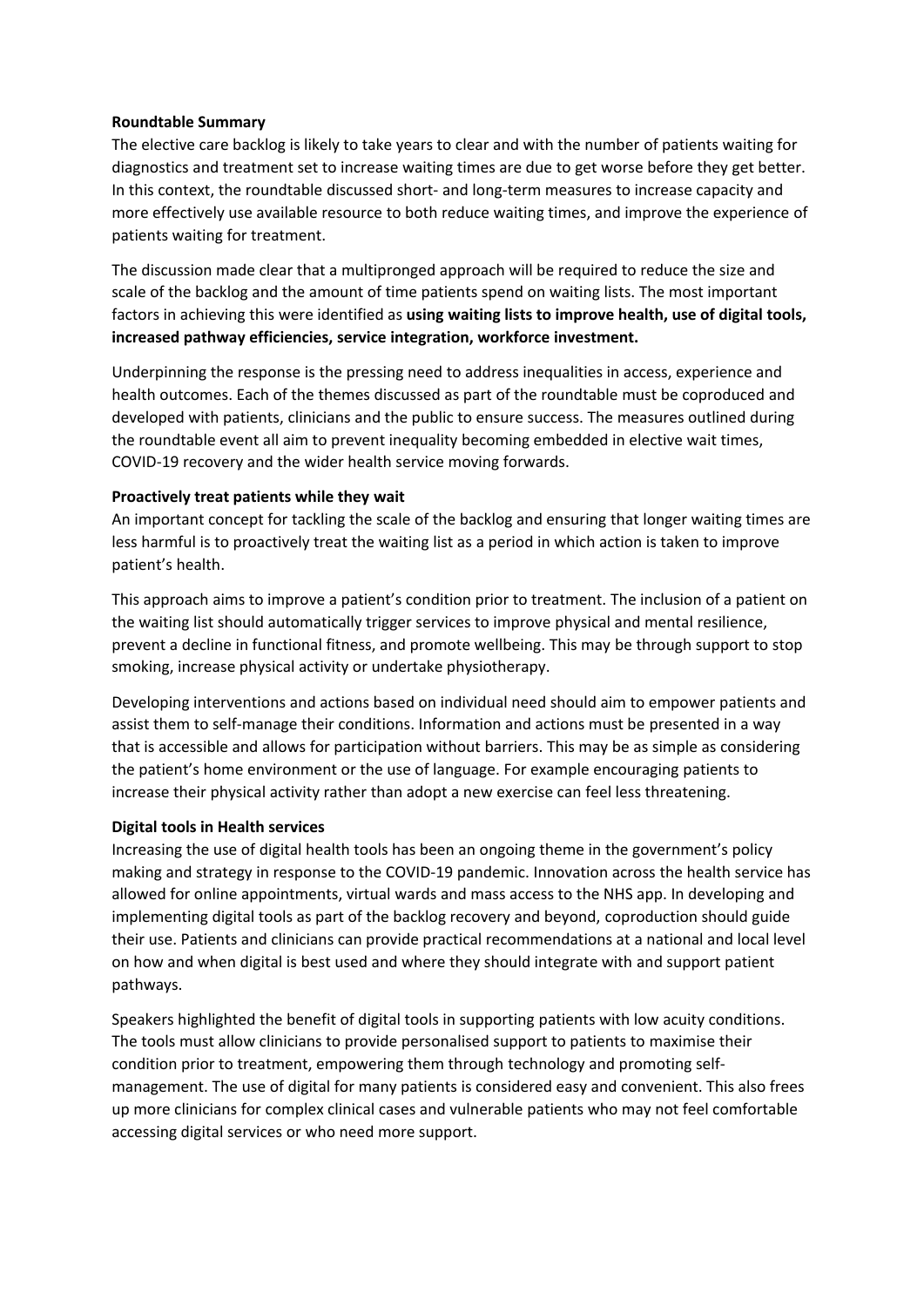**Roundtable Summary**

The elective care backlog is likely to take years to clear and with the number of patients waiting for diagnostics and treatment set to increase waiting times are due to get worse before they get better. In this context, the roundtable discussed short- and long-term measures to increase capacity and more effectively use available resource to both reduce waiting times, and improve the experience of patients waiting for treatment.

The discussion made clear that a multipronged approach will be required to reduce the size and scale of the backlog and the amount of time patients spend on waiting lists. The most important factors in achieving this were identified as **using waiting lists to improve health, use of digital tools, increased pathway efficiencies, service integration, workforce investment.**

Underpinning the response is the pressing need to address inequalities in access, experience and health outcomes. Each of the themes discussed as part of the roundtable must be coproduced and developed with patients, clinicians and the public to ensure success. The measures outlined during the roundtable event all aim to prevent inequality becoming embedded in elective wait times, COVID-19 recovery and the wider health service moving forwards.

**Proactively treat patients while they wait**

An important concept for tackling the scale of the backlog and ensuring that longer waiting times are less harmful is to proactively treat the waiting list as a period in which action is taken to improve patient's health.

This approach aims to improve a patient's condition prior to treatment. The inclusion of a patient on the waiting list should automatically trigger services to improve physical and mental resilience, prevent a decline in functional fitness, and promote wellbeing. This may be through support to stop smoking, increase physical activity or undertake physiotherapy.

Developing interventions and actions based on individual need should aim to empower patients and assist them to self-manage their conditions. Information and actions must be presented in a way that is accessible and allows for participation without barriers. This may be as simple as considering the patient's home environment or the use of language. For example encouraging patients to increase their physical activity rather than adopt a new exercise can feel less threatening.

**Digital tools in Health services**

Increasing the use of digital health tools has been an ongoing theme in the government's policy making and strategy in response to the COVID-19 pandemic. Innovation across the health service has allowed for online appointments, virtual wards and mass access to the NHS app. In developing and implementing digital tools as part of the backlog recovery and beyond, coproduction should guide their use. Patients and clinicians can provide practical recommendations at a national and local level on how and when digital is best used and where they should integrate with and support patient pathways.

Speakers highlighted the benefit of digital tools in supporting patients with low acuity conditions. The tools must allow clinicians to provide personalised support to patients to maximise their condition prior to treatment, empowering them through technology and promoting self-management. The use of digital for many patients is considered easy and convenient. This also frees up more clinicians for complex clinical cases and vulnerable patients who may not feel comfortable accessing digital services or who need more support.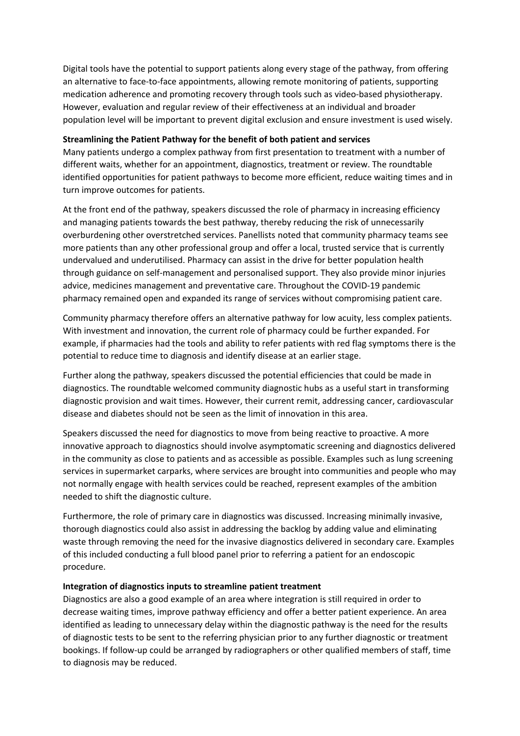Digital tools have the potential to support patients along every stage of the pathway, from offering an alternative to face-to-face appointments, allowing remote monitoring of patients, supporting medication adherence and promoting recovery through tools such as video-based physiotherapy. However, evaluation and regular review of their effectiveness at an individual and broader population level will be important to prevent digital exclusion and ensure investment is used wisely.

**Streamlining the Patient Pathway for the benefit of both patient and services**

Many patients undergo a complex pathway from first presentation to treatment with a number of different waits, whether for an appointment, diagnostics, treatment or review. The roundtable identified opportunities for patient pathways to become more efficient, reduce waiting times and in turn improve outcomes for patients.

At the front end of the pathway, speakers discussed the role of pharmacy in increasing efficiency and managing patients towards the best pathway, thereby reducing the risk of unnecessarily overburdening other overstretched services. Panellists noted that community pharmacy teams see more patients than any other professional group and offer a local, trusted service that is currently undervalued and underutilised. Pharmacy can assist in the drive for better population health through guidance on self-management and personalised support. They also provide minor injuries advice, medicines management and preventative care. Throughout the COVID-19 pandemic pharmacy remained open and expanded its range of services without compromising patient care.

Community pharmacy therefore offers an alternative pathway for low acuity, less complex patients. With investment and innovation, the current role of pharmacy could be further expanded. For example, if pharmacies had the tools and ability to refer patients with red flag symptoms there is the potential to reduce time to diagnosis and identify disease at an earlier stage.

Further along the pathway, speakers discussed the potential efficiencies that could be made in diagnostics. The roundtable welcomed community diagnostic hubs as a useful start in transforming diagnostic provision and wait times. However, their current remit, addressing cancer, cardiovascular disease and diabetes should not be seen as the limit of innovation in this area.

Speakers discussed the need for diagnostics to move from being reactive to proactive. A more innovative approach to diagnostics should involve asymptomatic screening and diagnostics delivered in the community as close to patients and as accessible as possible. Examples such as lung screening services in supermarket carparks, where services are brought into communities and people who may not normally engage with health services could be reached, represent examples of the ambition needed to shift the diagnostic culture.

Furthermore, the role of primary care in diagnostics was discussed. Increasing minimally invasive, thorough diagnostics could also assist in addressing the backlog by adding value and eliminating waste through removing the need for the invasive diagnostics delivered in secondary care. Examples of this included conducting a full blood panel prior to referring a patient for an endoscopic procedure.

**Integration of diagnostics inputs to streamline patient treatment**

Diagnostics are also a good example of an area where integration is still required in order to decrease waiting times, improve pathway efficiency and offer a better patient experience. An area identified as leading to unnecessary delay within the diagnostic pathway is the need for the results of diagnostic tests to be sent to the referring physician prior to any further diagnostic or treatment bookings. If follow-up could be arranged by radiographers or other qualified members of staff, time to diagnosis may be reduced.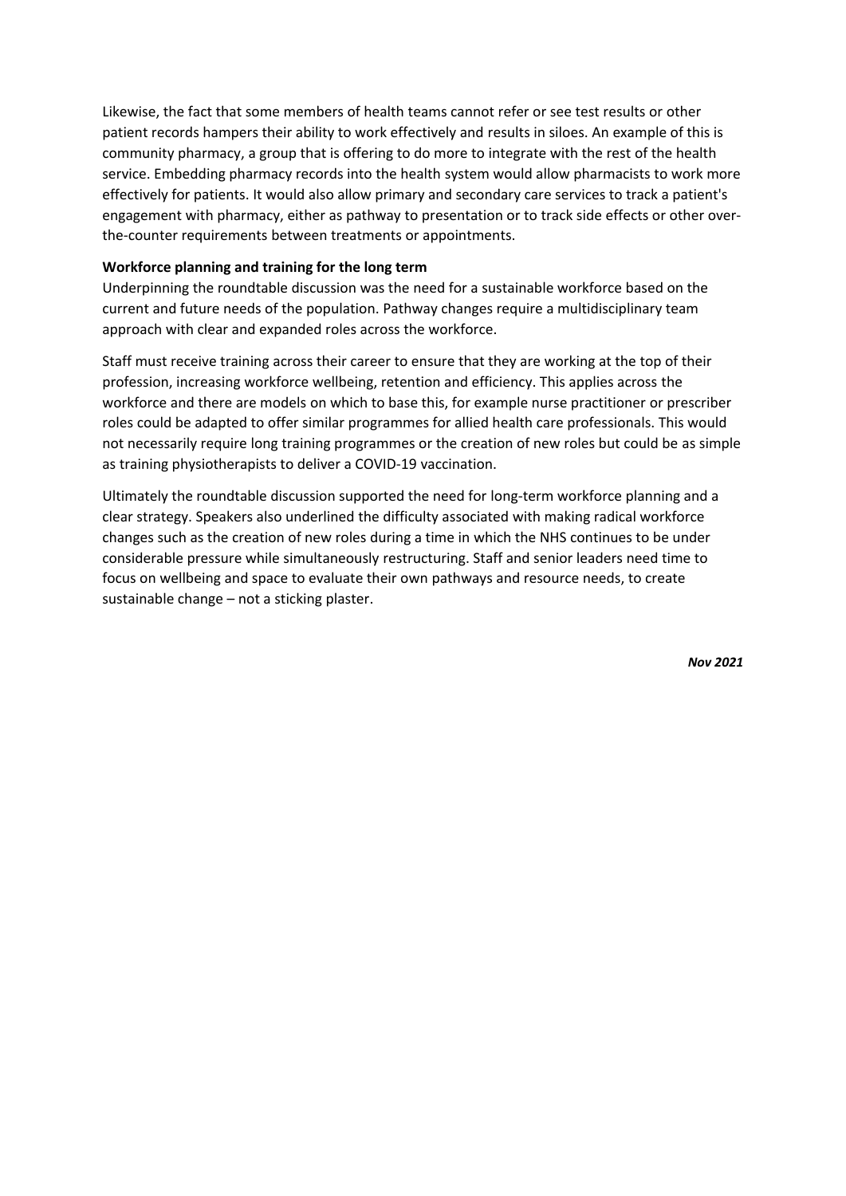Likewise, the fact that some members of health teams cannot refer or see test results or other patient records hampers their ability to work effectively and results in siloes. An example of this is community pharmacy, a group that is offering to do more to integrate with the rest of the health service. Embedding pharmacy records into the health system would allow pharmacists to work more effectively for patients. It would also allow primary and secondary care services to track a patient's engagement with pharmacy, either as pathway to presentation or to track side effects or other over-the-counter requirements between treatments or appointments.

**Workforce planning and training for the long term**

Underpinning the roundtable discussion was the need for a sustainable workforce based on the current and future needs of the population. Pathway changes require a multidisciplinary team approach with clear and expanded roles across the workforce.

Staff must receive training across their career to ensure that they are working at the top of their profession, increasing workforce wellbeing, retention and efficiency. This applies across the workforce and there are models on which to base this, for example nurse practitioner or prescriber roles could be adapted to offer similar programmes for allied health care professionals. This would not necessarily require long training programmes or the creation of new roles but could be as simple as training physiotherapists to deliver a COVID-19 vaccination.

Ultimately the roundtable discussion supported the need for long-term workforce planning and a clear strategy. Speakers also underlined the difficulty associated with making radical workforce changes such as the creation of new roles during a time in which the NHS continues to be under considerable pressure while simultaneously restructuring. Staff and senior leaders need time to focus on wellbeing and space to evaluate their own pathways and resource needs, to create sustainable change – not a sticking plaster.

***Nov 2021***